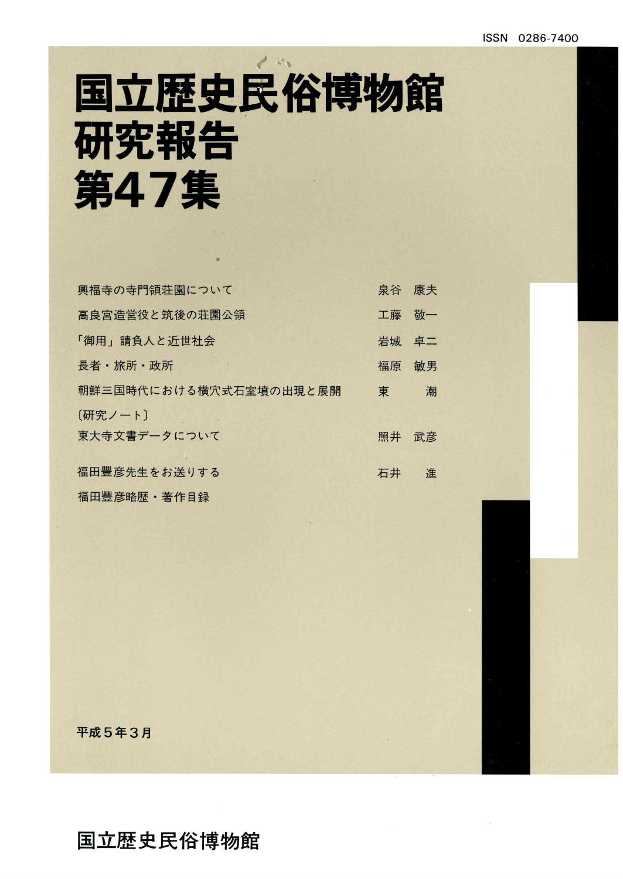ISSN 0286-7400

# 国立歴史民俗博物館研究報告 第47集

興福寺の寺門領荘園について　泉谷　康夫

高良宮造営役と筑後の荘園公領　工藤　敬一

「御用」請負人と近世社会　岩城　卓二

長者・旅所・政所　福原　敏男

朝鮮三国時代における横穴式石室墳の出現と展開　東　　潮

〔研究ノート〕

東大寺文書データについて　照井　武彦

福田豐彦先生をお送りする　石井　　進

福田豐彦略歴・著作目録

平成5年3月

国立歴史民俗博物館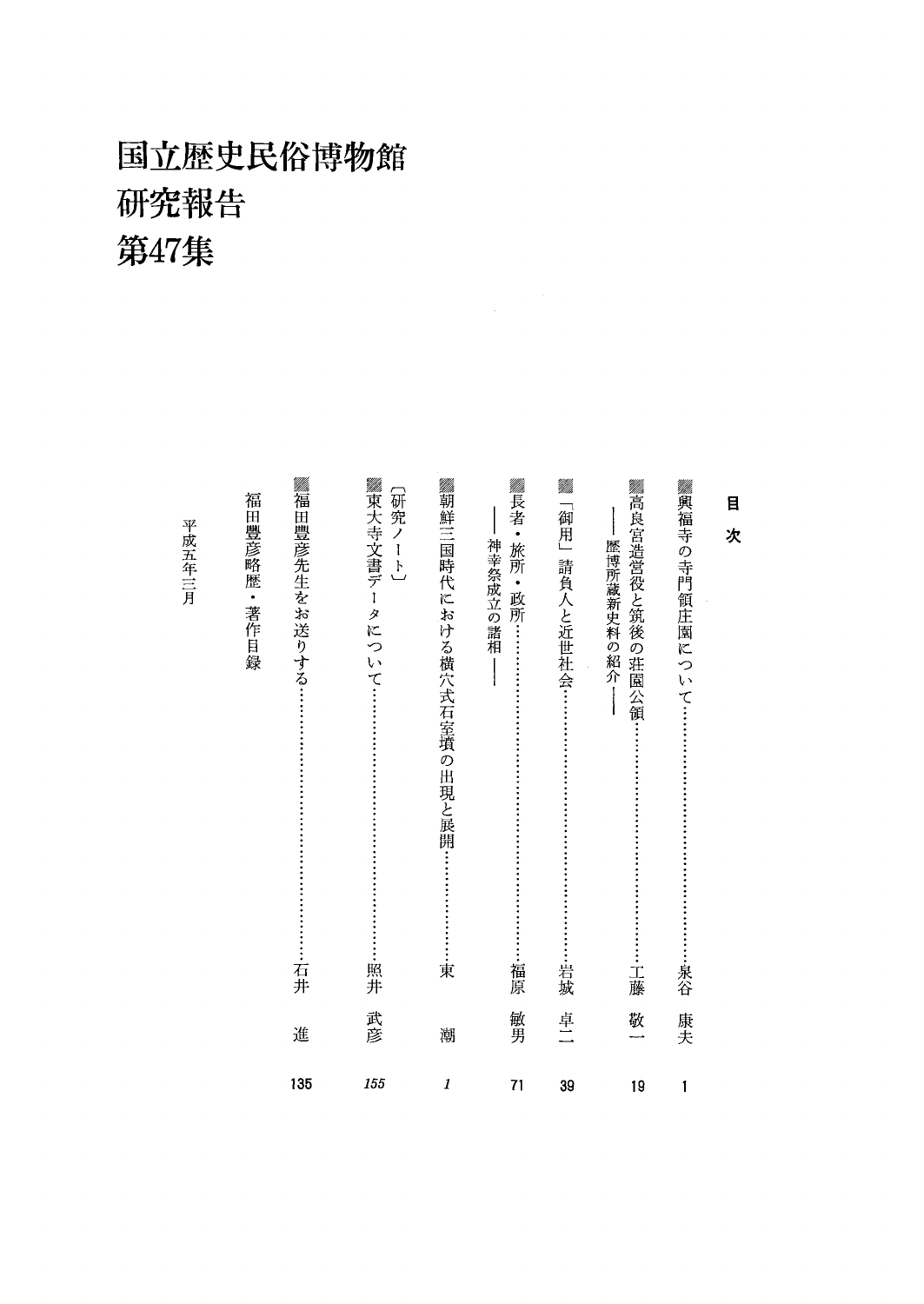# 国立歴史民俗博物館
# 研究報告
# 第47集

## 目次

- 興福寺の寺門領庄園について……………………………泉谷 康夫 1
- 高良宮造営役と筑後の荘園公領……………………………工藤 敬一 19
  - ——歴博所蔵新史料の紹介——
- 「御用」請負人と近世社会……………………………岩城 卓二 39
- 長者・旅所・政所……………………………福原 敏男 71
  - ——神幸祭成立の諸相——
- 朝鮮三国時代における横穴式石室墳の出現と展開……………………………東 潮 *1*

〔研究ノート〕

- 東大寺文書データについて……………………………照井 武彦 *155*
- 福田豊彦先生をお送りする……………………………石井 進 135
- 福田豊彦略歴・著作目録

平成五年三月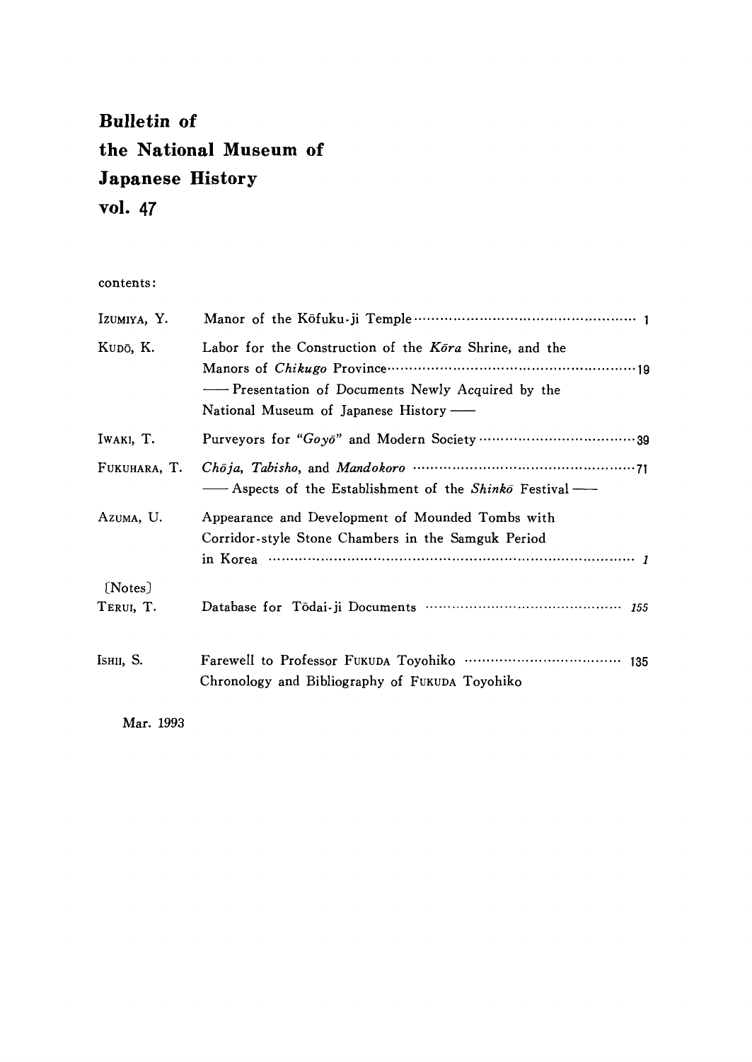# Bulletin of the National Museum of Japanese History vol. 47

contents:

| | | |
|---|---|---|
| Izumiya, Y. | Manor of the Kōfuku-ji Temple | 1 |
| Kudō, K. | Labor for the Construction of the *Kōra* Shrine, and the Manors of *Chikugo* Province<br>—— Presentation of Documents Newly Acquired by the National Museum of Japanese History —— | 19 |
| Iwaki, T. | Purveyors for "*Goyō*" and Modern Society | 39 |
| Fukuhara, T. | *Chōja*, *Tabisho*, and *Mandokoro*<br>—— Aspects of the Establishment of the *Shinkō* Festival —— | 71 |
| Azuma, U. | Appearance and Development of Mounded Tombs with Corridor-style Stone Chambers in the Samguk Period in Korea | *1* |
| [Notes]<br>Terui, T. | Database for Tōdai-ji Documents | *155* |
| Ishii, S. | Farewell to Professor Fukuda Toyohiko<br>Chronology and Bibliography of Fukuda Toyohiko | 135 |

Mar. 1993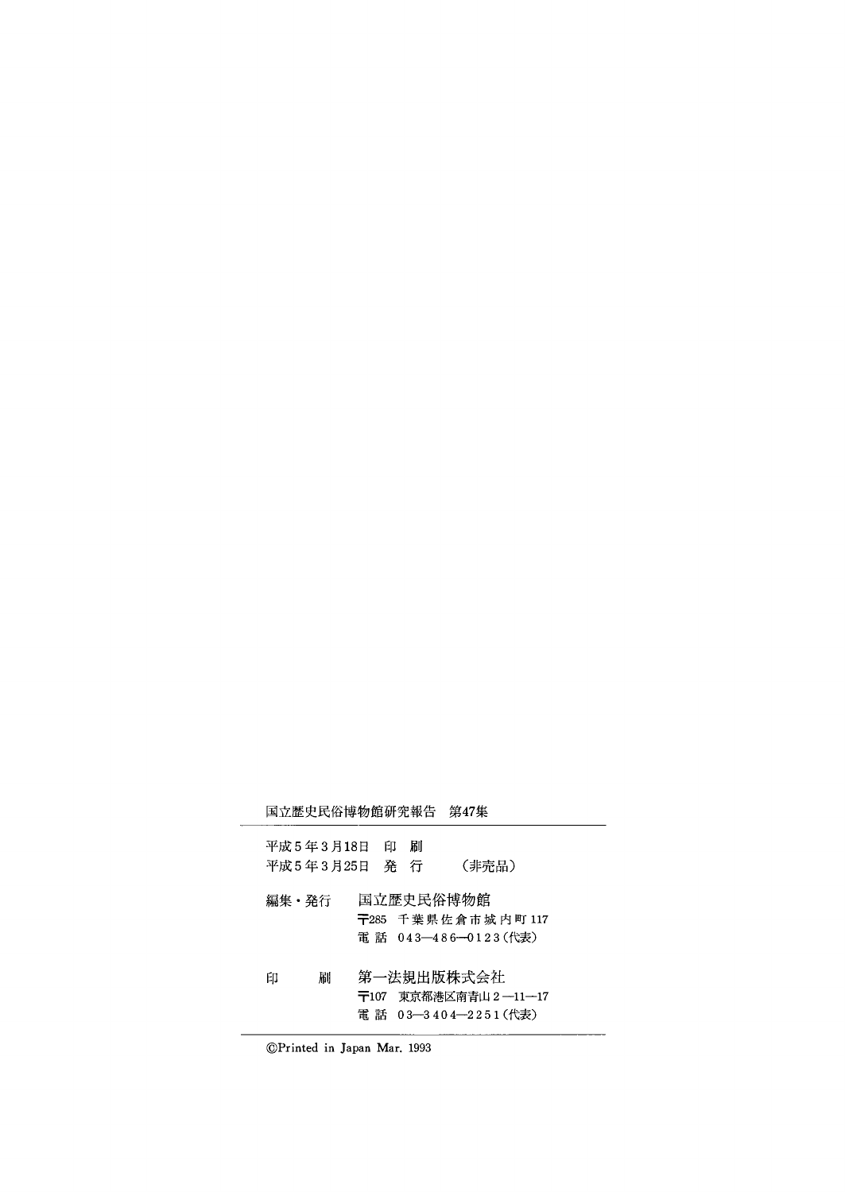国立歴史民俗博物館研究報告　第47集

平成5年3月18日　印　刷
平成5年3月25日　発　行　　（非売品）

編集・発行　国立歴史民俗博物館
〒285　千葉県佐倉市城内町117
電話　043―486―0123（代表）

印　　刷　第一法規出版株式会社
〒107　東京都港区南青山2―11―17
電話　03―3404―2251（代表）

©Printed in Japan Mar. 1993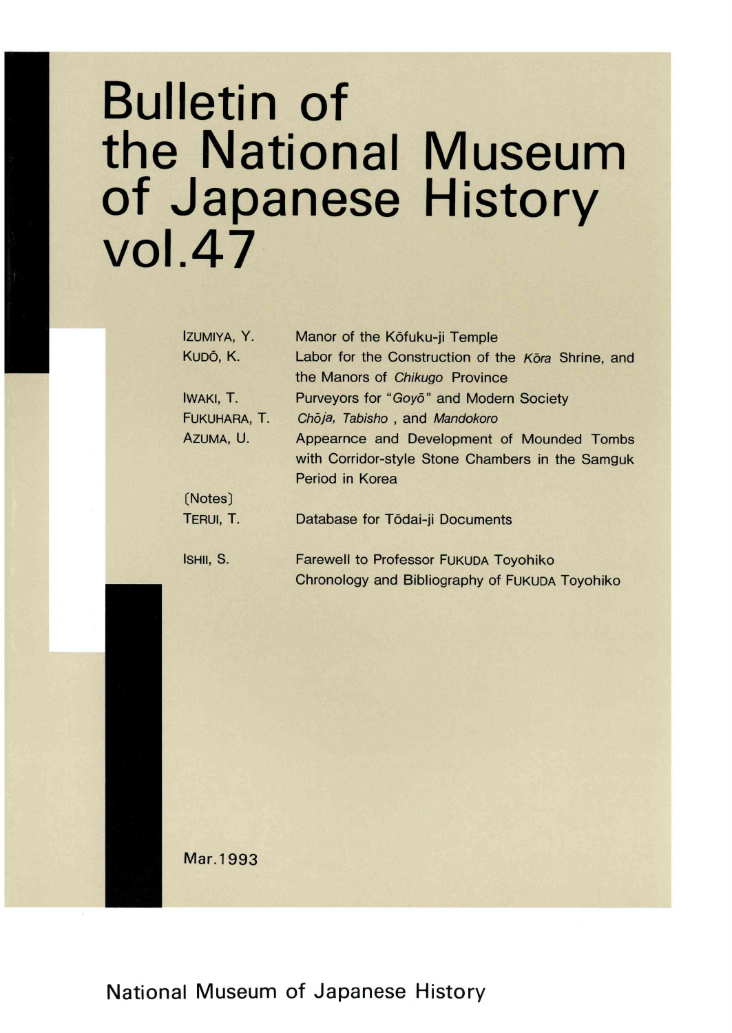# Bulletin of the National Museum of Japanese History vol.47

| | |
|---|---|
| IZUMIYA, Y. | Manor of the Kōfuku-ji Temple |
| KUDŌ, K. | Labor for the Construction of the *Kōra* Shrine, and the Manors of *Chikugo* Province |
| IWAKI, T. | Purveyors for "*Goyō*" and Modern Society |
| FUKUHARA, T. | *Chōja, Tabisho* , and *Mandokoro* |
| AZUMA, U. | Appearnce and Development of Mounded Tombs with Corridor-style Stone Chambers in the Samguk Period in Korea |
| 〔Notes〕 | |
| TERUI, T. | Database for Tōdai-ji Documents |
| ISHII, S. | Farewell to Professor FUKUDA Toyohiko<br>Chronology and Bibliography of FUKUDA Toyohiko |

Mar.1993

National Museum of Japanese History